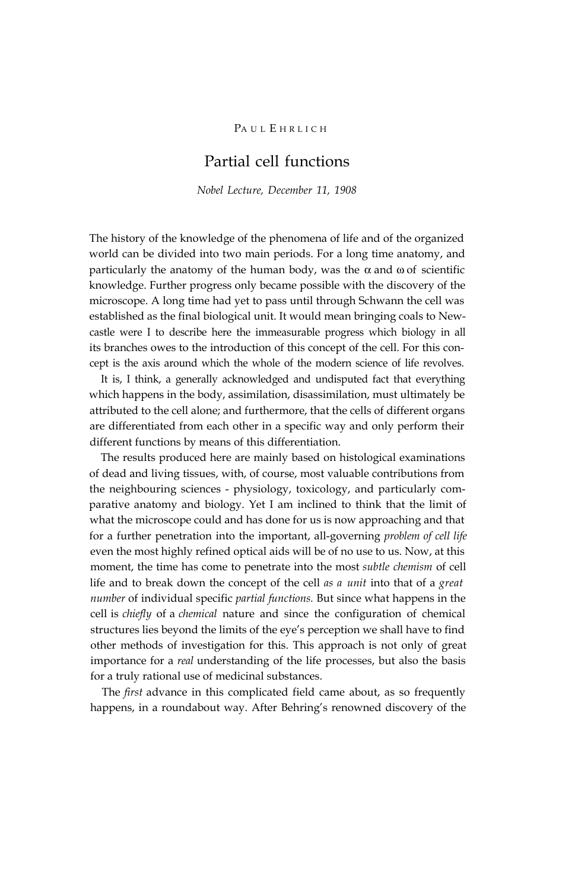PAUL EHRLICH

# Partial cell functions

*Nobel Lecture, December 11, 1908*

The history of the knowledge of the phenomena of life and of the organized world can be divided into two main periods. For a long time anatomy, and particularly the anatomy of the human body, was the $\alpha$ and $\omega$ of scientific knowledge. Further progress only became possible with the discovery of the microscope. A long time had yet to pass until through Schwann the cell was established as the final biological unit. It would mean bringing coals to Newcastle were I to describe here the immeasurable progress which biology in all its branches owes to the introduction of this concept of the cell. For this concept is the axis around which the whole of the modern science of life revolves.

It is, I think, a generally acknowledged and undisputed fact that everything which happens in the body, assimilation, disassimilation, must ultimately be attributed to the cell alone; and furthermore, that the cells of different organs are differentiated from each other in a specific way and only perform their different functions by means of this differentiation.

The results produced here are mainly based on histological examinations of dead and living tissues, with, of course, most valuable contributions from the neighbouring sciences - physiology, toxicology, and particularly comparative anatomy and biology. Yet I am inclined to think that the limit of what the microscope could and has done for us is now approaching and that for a further penetration into the important, all-governing *problem of cell life* even the most highly refined optical aids will be of no use to us. Now, at this moment, the time has come to penetrate into the most *subtle chemism* of cell life and to break down the concept of the cell *as a unit* into that of a *great number* of individual specific *partial functions.* But since what happens in the cell is *chiefly* of a *chemical* nature and since the configuration of chemical structures lies beyond the limits of the eye's perception we shall have to find other methods of investigation for this. This approach is not only of great importance for a *real* understanding of the life processes, but also the basis for a truly rational use of medicinal substances.

The *first* advance in this complicated field came about, as so frequently happens, in a roundabout way. After Behring's renowned discovery of the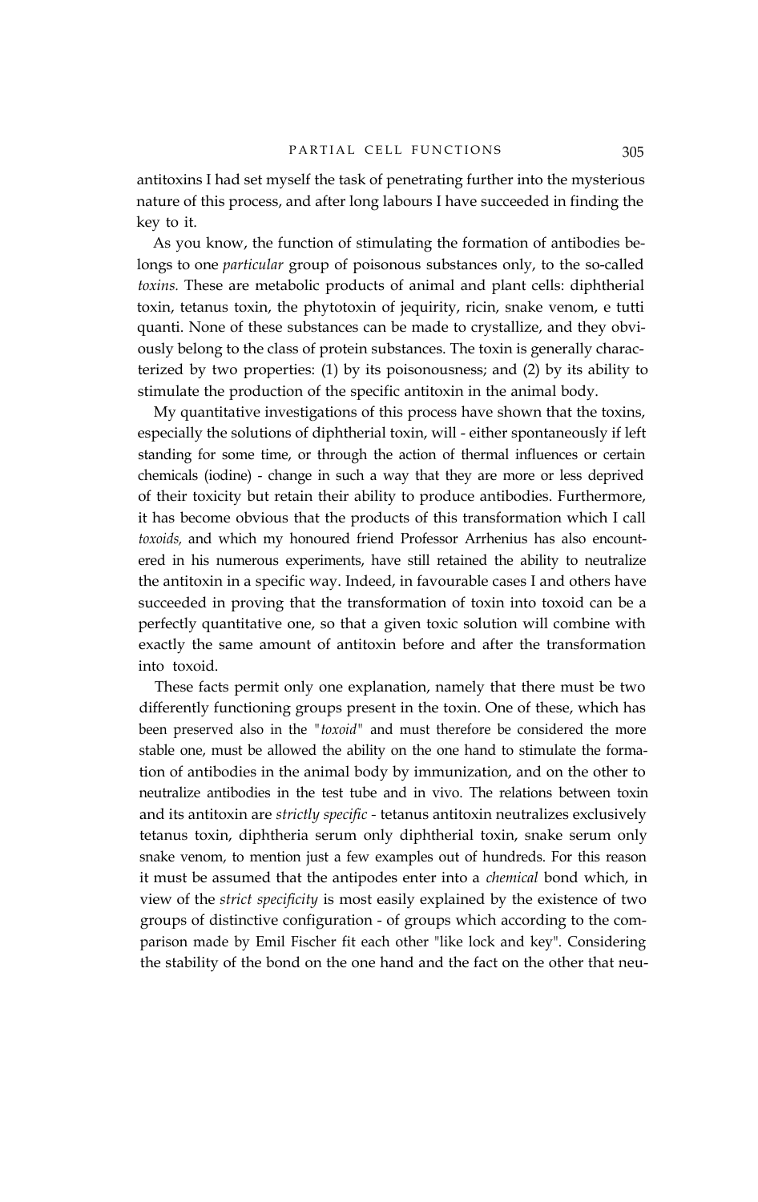antitoxins I had set myself the task of penetrating further into the mysterious nature of this process, and after long labours I have succeeded in finding the key to it.

As you know, the function of stimulating the formation of antibodies belongs to one *particular* group of poisonous substances only, to the so-called *toxins.* These are metabolic products of animal and plant cells: diphtherial toxin, tetanus toxin, the phytotoxin of jequirity, ricin, snake venom, e tutti quanti. None of these substances can be made to crystallize, and they obviously belong to the class of protein substances. The toxin is generally characterized by two properties: (1) by its poisonousness; and (2) by its ability to stimulate the production of the specific antitoxin in the animal body.

My quantitative investigations of this process have shown that the toxins, especially the solutions of diphtherial toxin, will - either spontaneously if left standing for some time, or through the action of thermal influences or certain chemicals (iodine) - change in such a way that they are more or less deprived of their toxicity but retain their ability to produce antibodies. Furthermore, it has become obvious that the products of this transformation which I call *toxoids,* and which my honoured friend Professor Arrhenius has also encountered in his numerous experiments, have still retained the ability to neutralize the antitoxin in a specific way. Indeed, in favourable cases I and others have succeeded in proving that the transformation of toxin into toxoid can be a perfectly quantitative one, so that a given toxic solution will combine with exactly the same amount of antitoxin before and after the transformation into toxoid.

These facts permit only one explanation, namely that there must be two differently functioning groups present in the toxin. One of these, which has been preserved also in the "*toxoid*" and must therefore be considered the more stable one, must be allowed the ability on the one hand to stimulate the formation of antibodies in the animal body by immunization, and on the other to neutralize antibodies in the test tube and in vivo. The relations between toxin and its antitoxin are *strictly specific* - tetanus antitoxin neutralizes exclusively tetanus toxin, diphtheria serum only diphtherial toxin, snake serum only snake venom, to mention just a few examples out of hundreds. For this reason it must be assumed that the antipodes enter into a *chemical* bond which, in view of the *strict specificity* is most easily explained by the existence of two groups of distinctive configuration - of groups which according to the comparison made by Emil Fischer fit each other "like lock and key". Considering the stability of the bond on the one hand and the fact on the other that neu-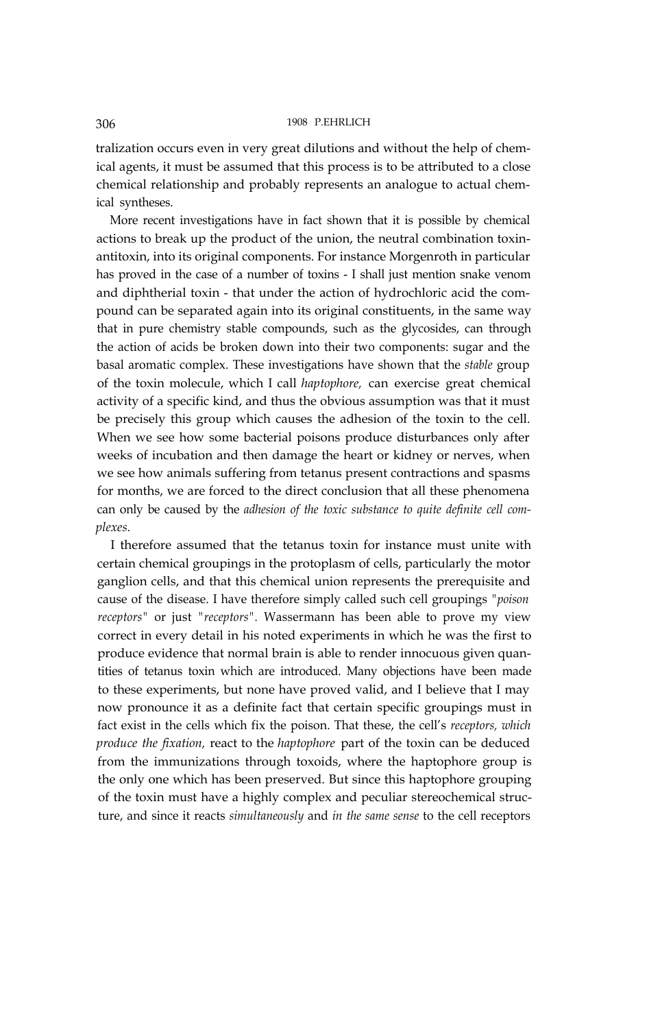tralization occurs even in very great dilutions and without the help of chemical agents, it must be assumed that this process is to be attributed to a close chemical relationship and probably represents an analogue to actual chemical syntheses.

More recent investigations have in fact shown that it is possible by chemical actions to break up the product of the union, the neutral combination toxin-antitoxin, into its original components. For instance Morgenroth in particular has proved in the case of a number of toxins - I shall just mention snake venom and diphtherial toxin - that under the action of hydrochloric acid the compound can be separated again into its original constituents, in the same way that in pure chemistry stable compounds, such as the glycosides, can through the action of acids be broken down into their two components: sugar and the basal aromatic complex. These investigations have shown that the *stable* group of the toxin molecule, which I call *haptophore,* can exercise great chemical activity of a specific kind, and thus the obvious assumption was that it must be precisely this group which causes the adhesion of the toxin to the cell. When we see how some bacterial poisons produce disturbances only after weeks of incubation and then damage the heart or kidney or nerves, when we see how animals suffering from tetanus present contractions and spasms for months, we are forced to the direct conclusion that all these phenomena can only be caused by the *adhesion of the toxic substance to quite definite cell complexes.*

I therefore assumed that the tetanus toxin for instance must unite with certain chemical groupings in the protoplasm of cells, particularly the motor ganglion cells, and that this chemical union represents the prerequisite and cause of the disease. I have therefore simply called such cell groupings "*poison receptors*" or just "*receptors*". Wassermann has been able to prove my view correct in every detail in his noted experiments in which he was the first to produce evidence that normal brain is able to render innocuous given quantities of tetanus toxin which are introduced. Many objections have been made to these experiments, but none have proved valid, and I believe that I may now pronounce it as a definite fact that certain specific groupings must in fact exist in the cells which fix the poison. That these, the cell's *receptors, which produce the fixation,* react to the *haptophore* part of the toxin can be deduced from the immunizations through toxoids, where the haptophore group is the only one which has been preserved. But since this haptophore grouping of the toxin must have a highly complex and peculiar stereochemical structure, and since it reacts *simultaneously* and *in the same sense* to the cell receptors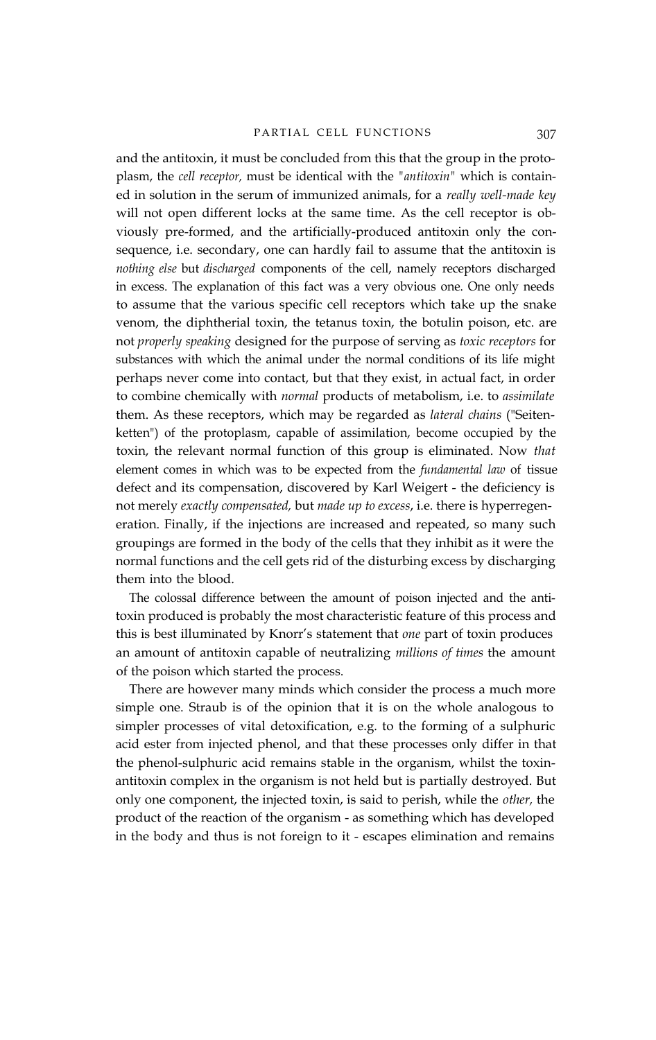and the antitoxin, it must be concluded from this that the group in the protoplasm, the *cell receptor,* must be identical with the *"antitoxin"* which is contained in solution in the serum of immunized animals, for a *really well-made key* will not open different locks at the same time. As the cell receptor is obviously pre-formed, and the artificially-produced antitoxin only the consequence, i.e. secondary, one can hardly fail to assume that the antitoxin is *nothing else* but *discharged* components of the cell, namely receptors discharged in excess. The explanation of this fact was a very obvious one. One only needs to assume that the various specific cell receptors which take up the snake venom, the diphtherial toxin, the tetanus toxin, the botulin poison, etc. are not *properly speaking* designed for the purpose of serving as *toxic receptors* for substances with which the animal under the normal conditions of its life might perhaps never come into contact, but that they exist, in actual fact, in order to combine chemically with *normal* products of metabolism, i.e. to *assimilate* them. As these receptors, which may be regarded as *lateral chains* ("Seitenketten") of the protoplasm, capable of assimilation, become occupied by the toxin, the relevant normal function of this group is eliminated. Now *that* element comes in which was to be expected from the *fundamental law* of tissue defect and its compensation, discovered by Karl Weigert - the deficiency is not merely *exactly compensated,* but *made up to excess*, i.e. there is hyperregeneration. Finally, if the injections are increased and repeated, so many such groupings are formed in the body of the cells that they inhibit as it were the normal functions and the cell gets rid of the disturbing excess by discharging them into the blood.

The colossal difference between the amount of poison injected and the antitoxin produced is probably the most characteristic feature of this process and this is best illuminated by Knorr's statement that *one* part of toxin produces an amount of antitoxin capable of neutralizing *millions of times* the amount of the poison which started the process.

There are however many minds which consider the process a much more simple one. Straub is of the opinion that it is on the whole analogous to simpler processes of vital detoxification, e.g. to the forming of a sulphuric acid ester from injected phenol, and that these processes only differ in that the phenol-sulphuric acid remains stable in the organism, whilst the toxin-antitoxin complex in the organism is not held but is partially destroyed. But only one component, the injected toxin, is said to perish, while the *other,* the product of the reaction of the organism - as something which has developed in the body and thus is not foreign to it - escapes elimination and remains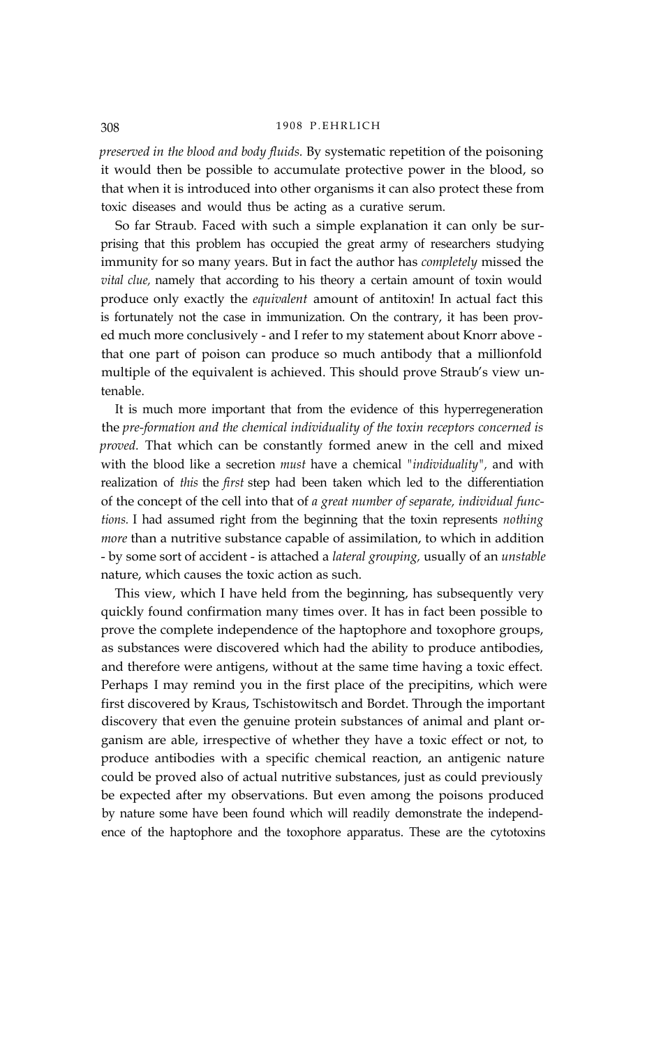*preserved in the blood and body fluids.* By systematic repetition of the poisoning it would then be possible to accumulate protective power in the blood, so that when it is introduced into other organisms it can also protect these from toxic diseases and would thus be acting as a curative serum.

So far Straub. Faced with such a simple explanation it can only be surprising that this problem has occupied the great army of researchers studying immunity for so many years. But in fact the author has *completely* missed the *vital clue,* namely that according to his theory a certain amount of toxin would produce only exactly the *equivalent* amount of antitoxin! In actual fact this is fortunately not the case in immunization. On the contrary, it has been proved much more conclusively - and I refer to my statement about Knorr above - that one part of poison can produce so much antibody that a millionfold multiple of the equivalent is achieved. This should prove Straub's view untenable.

It is much more important that from the evidence of this hyperregeneration the *pre-formation and the chemical individuality of the toxin receptors concerned is proved.* That which can be constantly formed anew in the cell and mixed with the blood like a secretion *must* have a chemical *"individuality",* and with realization of *this* the *first* step had been taken which led to the differentiation of the concept of the cell into that of *a great number of separate, individual functions.* I had assumed right from the beginning that the toxin represents *nothing more* than a nutritive substance capable of assimilation, to which in addition - by some sort of accident - is attached a *lateral grouping,* usually of an *unstable* nature, which causes the toxic action as such.

This view, which I have held from the beginning, has subsequently very quickly found confirmation many times over. It has in fact been possible to prove the complete independence of the haptophore and toxophore groups, as substances were discovered which had the ability to produce antibodies, and therefore were antigens, without at the same time having a toxic effect. Perhaps I may remind you in the first place of the precipitins, which were first discovered by Kraus, Tschistowitsch and Bordet. Through the important discovery that even the genuine protein substances of animal and plant organism are able, irrespective of whether they have a toxic effect or not, to produce antibodies with a specific chemical reaction, an antigenic nature could be proved also of actual nutritive substances, just as could previously be expected after my observations. But even among the poisons produced by nature some have been found which will readily demonstrate the independence of the haptophore and the toxophore apparatus. These are the cytotoxins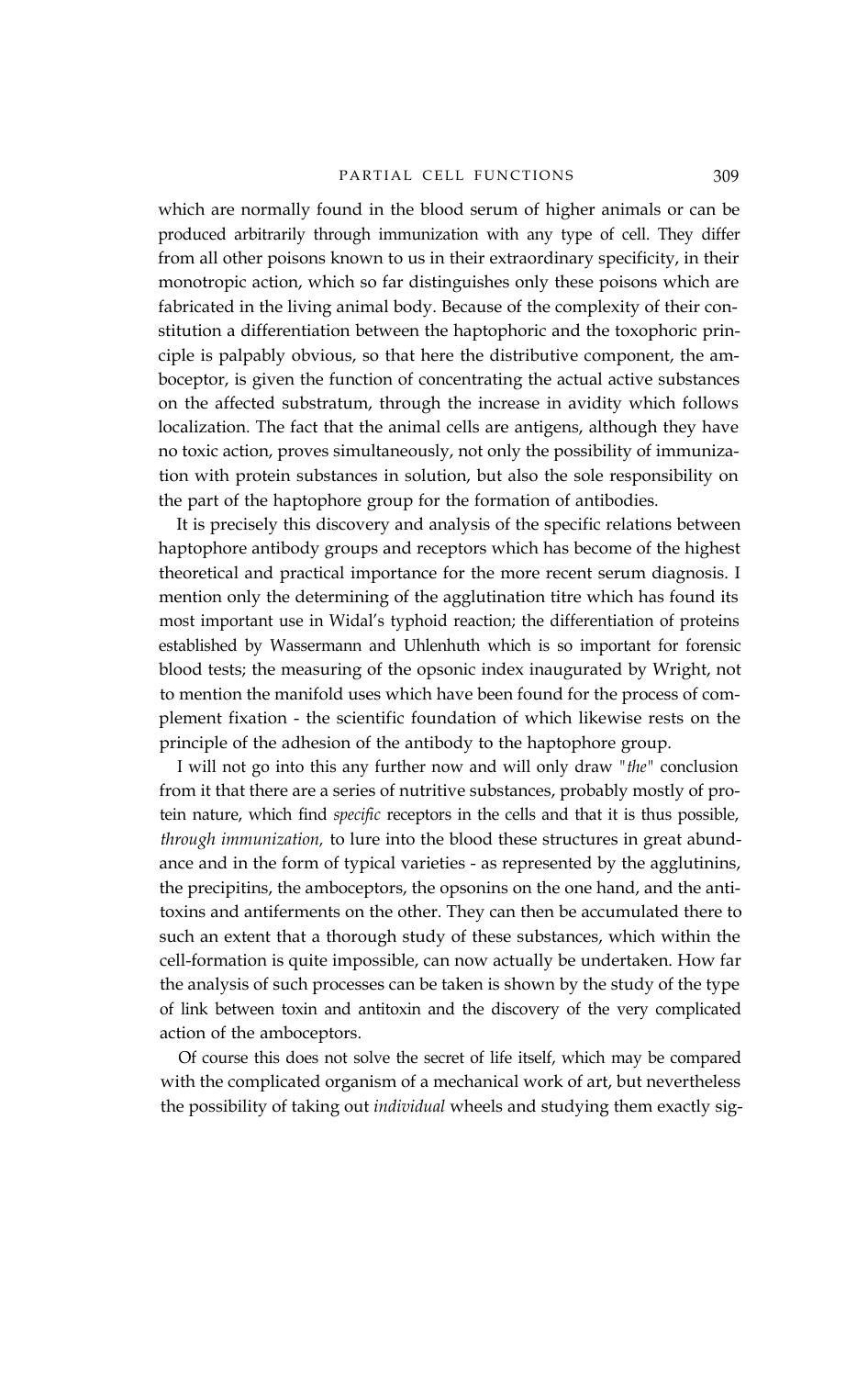which are normally found in the blood serum of higher animals or can be produced arbitrarily through immunization with any type of cell. They differ from all other poisons known to us in their extraordinary specificity, in their monotropic action, which so far distinguishes only these poisons which are fabricated in the living animal body. Because of the complexity of their constitution a differentiation between the haptophoric and the toxophoric principle is palpably obvious, so that here the distributive component, the amboceptor, is given the function of concentrating the actual active substances on the affected substratum, through the increase in avidity which follows localization. The fact that the animal cells are antigens, although they have no toxic action, proves simultaneously, not only the possibility of immunization with protein substances in solution, but also the sole responsibility on the part of the haptophore group for the formation of antibodies.

It is precisely this discovery and analysis of the specific relations between haptophore antibody groups and receptors which has become of the highest theoretical and practical importance for the more recent serum diagnosis. I mention only the determining of the agglutination titre which has found its most important use in Widal's typhoid reaction; the differentiation of proteins established by Wassermann and Uhlenhuth which is so important for forensic blood tests; the measuring of the opsonic index inaugurated by Wright, not to mention the manifold uses which have been found for the process of complement fixation - the scientific foundation of which likewise rests on the principle of the adhesion of the antibody to the haptophore group.

I will not go into this any further now and will only draw "*the*" conclusion from it that there are a series of nutritive substances, probably mostly of protein nature, which find *specific* receptors in the cells and that it is thus possible, *through immunization,* to lure into the blood these structures in great abundance and in the form of typical varieties - as represented by the agglutinins, the precipitins, the amboceptors, the opsonins on the one hand, and the antitoxins and antiferments on the other. They can then be accumulated there to such an extent that a thorough study of these substances, which within the cell-formation is quite impossible, can now actually be undertaken. How far the analysis of such processes can be taken is shown by the study of the type of link between toxin and antitoxin and the discovery of the very complicated action of the amboceptors.

Of course this does not solve the secret of life itself, which may be compared with the complicated organism of a mechanical work of art, but nevertheless the possibility of taking out *individual* wheels and studying them exactly sig-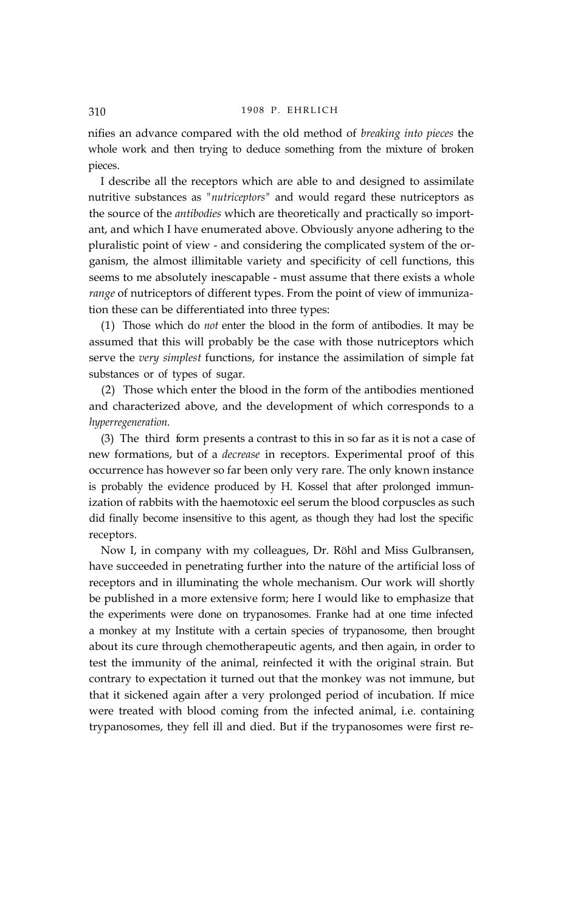nifies an advance compared with the old method of *breaking into pieces* the whole work and then trying to deduce something from the mixture of broken pieces.

I describe all the receptors which are able to and designed to assimilate nutritive substances as "*nutriceptors*" and would regard these nutriceptors as the source of the *antibodies* which are theoretically and practically so important, and which I have enumerated above. Obviously anyone adhering to the pluralistic point of view - and considering the complicated system of the organism, the almost illimitable variety and specificity of cell functions, this seems to me absolutely inescapable - must assume that there exists a whole *range* of nutriceptors of different types. From the point of view of immunization these can be differentiated into three types:

(1) Those which do *not* enter the blood in the form of antibodies. It may be assumed that this will probably be the case with those nutriceptors which serve the *very simplest* functions, for instance the assimilation of simple fat substances or of types of sugar.

(2) Those which enter the blood in the form of the antibodies mentioned and characterized above, and the development of which corresponds to a *hyperregeneration.*

(3) The third form presents a contrast to this in so far as it is not a case of new formations, but of a *decrease* in receptors. Experimental proof of this occurrence has however so far been only very rare. The only known instance is probably the evidence produced by H. Kossel that after prolonged immunization of rabbits with the haemotoxic eel serum the blood corpuscles as such did finally become insensitive to this agent, as though they had lost the specific receptors.

Now I, in company with my colleagues, Dr. Röhl and Miss Gulbransen, have succeeded in penetrating further into the nature of the artificial loss of receptors and in illuminating the whole mechanism. Our work will shortly be published in a more extensive form; here I would like to emphasize that the experiments were done on trypanosomes. Franke had at one time infected a monkey at my Institute with a certain species of trypanosome, then brought about its cure through chemotherapeutic agents, and then again, in order to test the immunity of the animal, reinfected it with the original strain. But contrary to expectation it turned out that the monkey was not immune, but that it sickened again after a very prolonged period of incubation. If mice were treated with blood coming from the infected animal, i.e. containing trypanosomes, they fell ill and died. But if the trypanosomes were first re-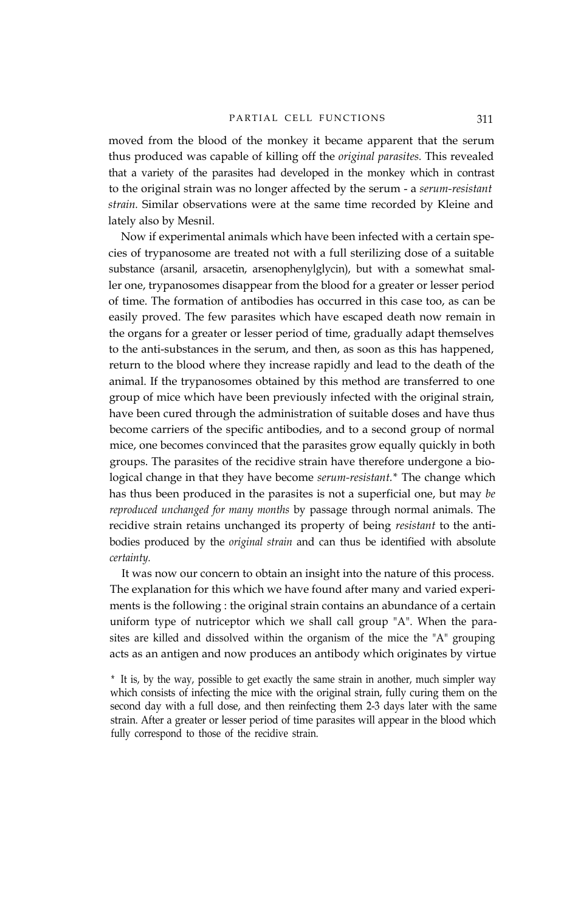moved from the blood of the monkey it became apparent that the serum thus produced was capable of killing off the *original parasites*. This revealed that a variety of the parasites had developed in the monkey which in contrast to the original strain was no longer affected by the serum - a *serum-resistant strain*. Similar observations were at the same time recorded by Kleine and lately also by Mesnil.

Now if experimental animals which have been infected with a certain species of trypanosome are treated not with a full sterilizing dose of a suitable substance (arsanil, arsacetin, arsenophenylglycin), but with a somewhat smaller one, trypanosomes disappear from the blood for a greater or lesser period of time. The formation of antibodies has occurred in this case too, as can be easily proved. The few parasites which have escaped death now remain in the organs for a greater or lesser period of time, gradually adapt themselves to the anti-substances in the serum, and then, as soon as this has happened, return to the blood where they increase rapidly and lead to the death of the animal. If the trypanosomes obtained by this method are transferred to one group of mice which have been previously infected with the original strain, have been cured through the administration of suitable doses and have thus become carriers of the specific antibodies, and to a second group of normal mice, one becomes convinced that the parasites grow equally quickly in both groups. The parasites of the recidive strain have therefore undergone a biological change in that they have become *serum-resistant*.* The change which has thus been produced in the parasites is not a superficial one, but may *be reproduced unchanged for many months* by passage through normal animals. The recidive strain retains unchanged its property of being *resistant* to the antibodies produced by the *original strain* and can thus be identified with absolute *certainty*.

It was now our concern to obtain an insight into the nature of this process. The explanation for this which we have found after many and varied experiments is the following : the original strain contains an abundance of a certain uniform type of nutriceptor which we shall call group "A". When the parasites are killed and dissolved within the organism of the mice the "A" grouping acts as an antigen and now produces an antibody which originates by virtue

* It is, by the way, possible to get exactly the same strain in another, much simpler way which consists of infecting the mice with the original strain, fully curing them on the second day with a full dose, and then reinfecting them 2-3 days later with the same strain. After a greater or lesser period of time parasites will appear in the blood which fully correspond to those of the recidive strain.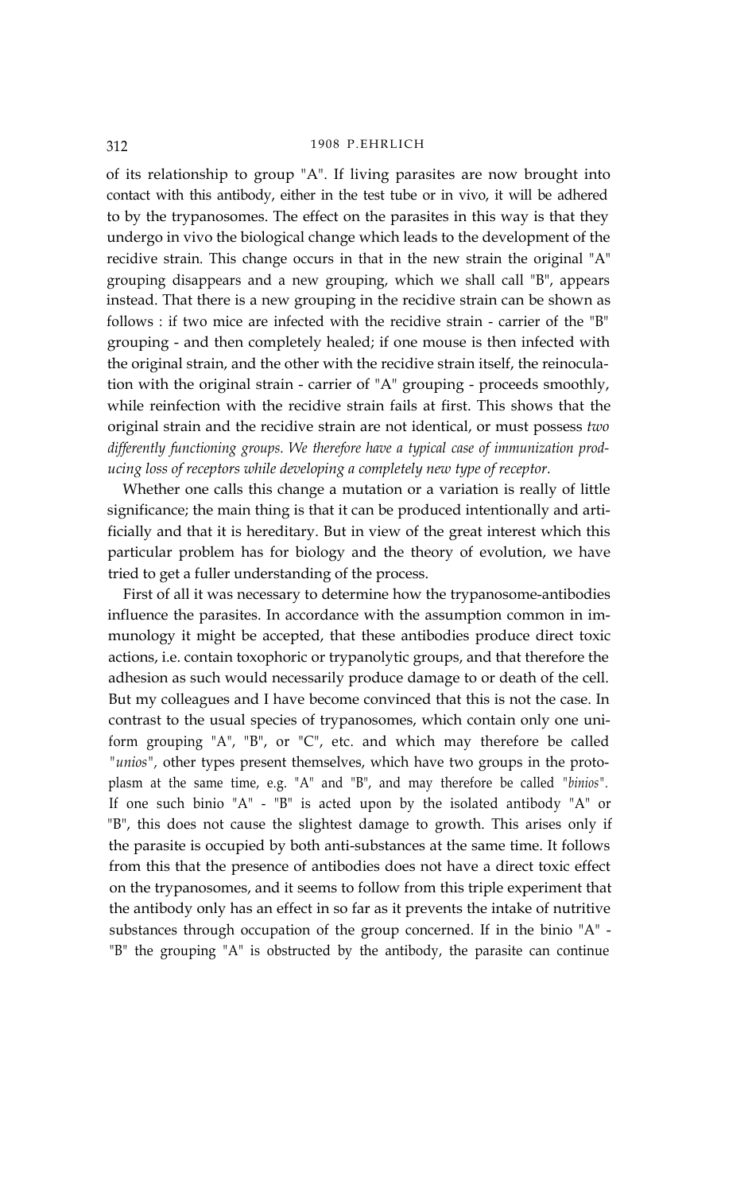of its relationship to group "A". If living parasites are now brought into contact with this antibody, either in the test tube or in vivo, it will be adhered to by the trypanosomes. The effect on the parasites in this way is that they undergo in vivo the biological change which leads to the development of the recidive strain. This change occurs in that in the new strain the original "A" grouping disappears and a new grouping, which we shall call "B", appears instead. That there is a new grouping in the recidive strain can be shown as follows : if two mice are infected with the recidive strain - carrier of the "B" grouping - and then completely healed; if one mouse is then infected with the original strain, and the other with the recidive strain itself, the reinoculation with the original strain - carrier of "A" grouping - proceeds smoothly, while reinfection with the recidive strain fails at first. This shows that the original strain and the recidive strain are not identical, or must possess *two differently functioning groups. We therefore have a typical case of immunization producing loss of receptors while developing a completely new type of receptor.*

Whether one calls this change a mutation or a variation is really of little significance; the main thing is that it can be produced intentionally and artificially and that it is hereditary. But in view of the great interest which this particular problem has for biology and the theory of evolution, we have tried to get a fuller understanding of the process.

First of all it was necessary to determine how the trypanosome-antibodies influence the parasites. In accordance with the assumption common in immunology it might be accepted, that these antibodies produce direct toxic actions, i.e. contain toxophoric or trypanolytic groups, and that therefore the adhesion as such would necessarily produce damage to or death of the cell. But my colleagues and I have become convinced that this is not the case. In contrast to the usual species of trypanosomes, which contain only one uniform grouping "A", "B", or "C", etc. and which may therefore be called *"unios"*, other types present themselves, which have two groups in the protoplasm at the same time, e.g. "A" and "B", and may therefore be called *"binios"*. If one such binio "A" - "B" is acted upon by the isolated antibody "A" or "B", this does not cause the slightest damage to growth. This arises only if the parasite is occupied by both anti-substances at the same time. It follows from this that the presence of antibodies does not have a direct toxic effect on the trypanosomes, and it seems to follow from this triple experiment that the antibody only has an effect in so far as it prevents the intake of nutritive substances through occupation of the group concerned. If in the binio "A" - "B" the grouping "A" is obstructed by the antibody, the parasite can continue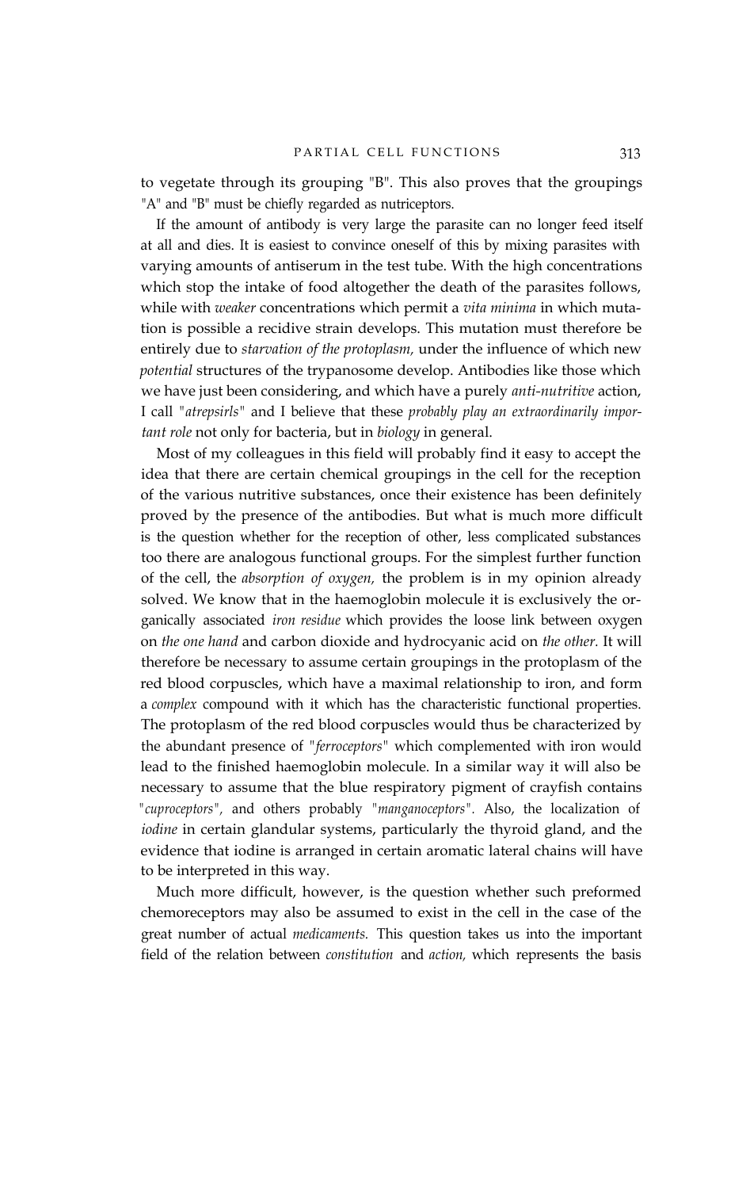to vegetate through its grouping "B". This also proves that the groupings "A" and "B" must be chiefly regarded as nutriceptors.

If the amount of antibody is very large the parasite can no longer feed itself at all and dies. It is easiest to convince oneself of this by mixing parasites with varying amounts of antiserum in the test tube. With the high concentrations which stop the intake of food altogether the death of the parasites follows, while with *weaker* concentrations which permit a *vita minima* in which mutation is possible a recidive strain develops. This mutation must therefore be entirely due to *starvation of the protoplasm,* under the influence of which new *potential* structures of the trypanosome develop. Antibodies like those which we have just been considering, and which have a purely *anti-nutritive* action, I call *"atrepsirls"* and I believe that these *probably play an extraordinarily important role* not only for bacteria, but in *biology* in general.

Most of my colleagues in this field will probably find it easy to accept the idea that there are certain chemical groupings in the cell for the reception of the various nutritive substances, once their existence has been definitely proved by the presence of the antibodies. But what is much more difficult is the question whether for the reception of other, less complicated substances too there are analogous functional groups. For the simplest further function of the cell, the *absorption of oxygen,* the problem is in my opinion already solved. We know that in the haemoglobin molecule it is exclusively the organically associated *iron residue* which provides the loose link between oxygen on *the one hand* and carbon dioxide and hydrocyanic acid on *the other.* It will therefore be necessary to assume certain groupings in the protoplasm of the red blood corpuscles, which have a maximal relationship to iron, and form a *complex* compound with it which has the characteristic functional properties. The protoplasm of the red blood corpuscles would thus be characterized by the abundant presence of *"ferroceptors"* which complemented with iron would lead to the finished haemoglobin molecule. In a similar way it will also be necessary to assume that the blue respiratory pigment of crayfish contains *"cuproceptors",* and others probably *"manganoceptors".* Also, the localization of *iodine* in certain glandular systems, particularly the thyroid gland, and the evidence that iodine is arranged in certain aromatic lateral chains will have to be interpreted in this way.

Much more difficult, however, is the question whether such preformed chemoreceptors may also be assumed to exist in the cell in the case of the great number of actual *medicaments.* This question takes us into the important field of the relation between *constitution* and *action,* which represents the basis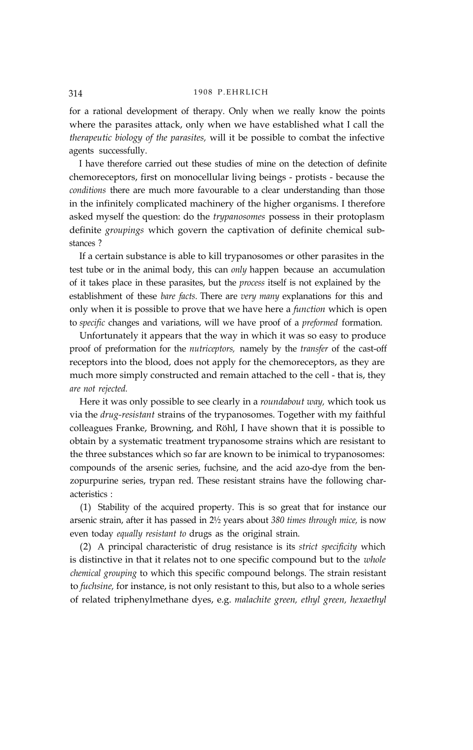for a rational development of therapy. Only when we really know the points where the parasites attack, only when we have established what I call the *therapeutic biology of the parasites,* will it be possible to combat the infective agents successfully.

I have therefore carried out these studies of mine on the detection of definite chemoreceptors, first on monocellular living beings - protists - because the *conditions* there are much more favourable to a clear understanding than those in the infinitely complicated machinery of the higher organisms. I therefore asked myself the question: do the *trypanosomes* possess in their protoplasm definite *groupings* which govern the captivation of definite chemical substances ?

If a certain substance is able to kill trypanosomes or other parasites in the test tube or in the animal body, this can *only* happen because an accumulation of it takes place in these parasites, but the *process* itself is not explained by the establishment of these *bare facts.* There are *very many* explanations for this and only when it is possible to prove that we have here a *function* which is open to *specific* changes and variations, will we have proof of a *preformed* formation.

Unfortunately it appears that the way in which it was so easy to produce proof of preformation for the *nutriceptors,* namely by the *transfer* of the cast-off receptors into the blood, does not apply for the chemoreceptors, as they are much more simply constructed and remain attached to the cell - that is, they *are not rejected.*

Here it was only possible to see clearly in a *roundabout way,* which took us via the *drug-resistant* strains of the trypanosomes. Together with my faithful colleagues Franke, Browning, and Röhl, I have shown that it is possible to obtain by a systematic treatment trypanosome strains which are resistant to the three substances which so far are known to be inimical to trypanosomes: compounds of the arsenic series, fuchsine, and the acid azo-dye from the benzopurpurine series, trypan red. These resistant strains have the following characteristics :

(1) Stability of the acquired property. This is so great that for instance our arsenic strain, after it has passed in 2½ years about *380 times through mice,* is now even today *equally resistant to* drugs as the original strain.

(2) A principal characteristic of drug resistance is its *strict specificity* which is distinctive in that it relates not to one specific compound but to the *whole chemical grouping* to which this specific compound belongs. The strain resistant to *fuchsine,* for instance, is not only resistant to this, but also to a whole series of related triphenylmethane dyes, e.g. *malachite green, ethyl green, hexaethyl*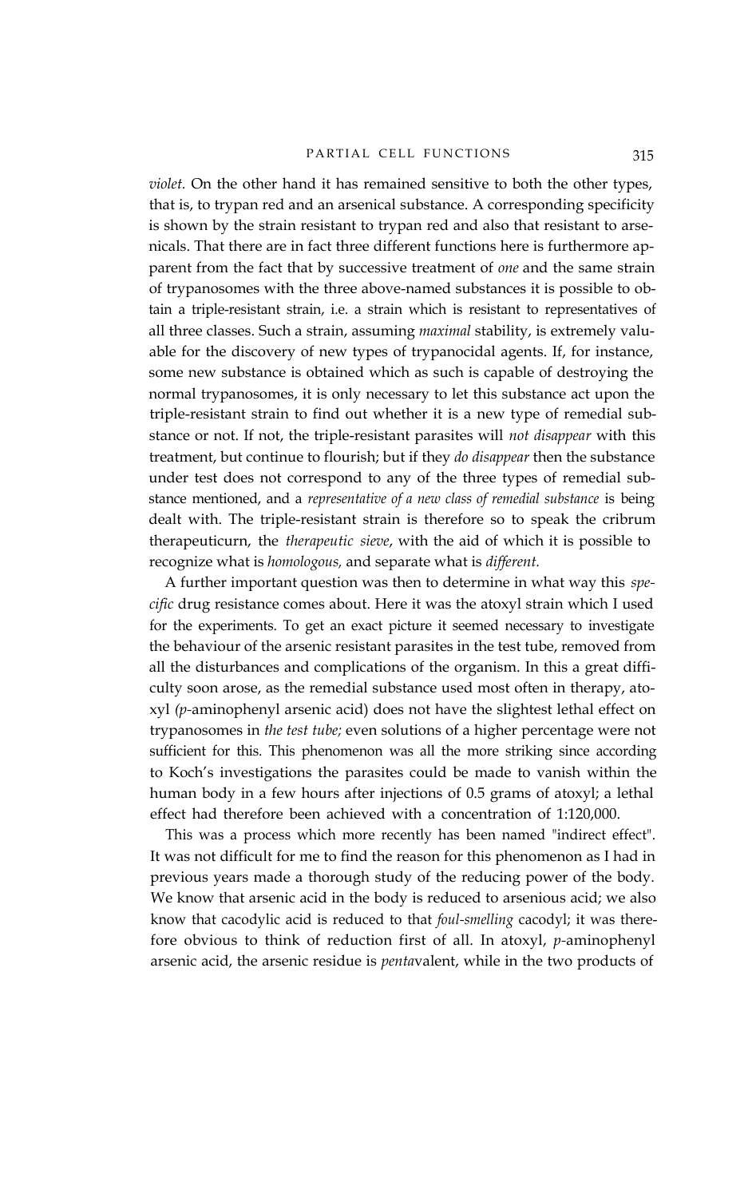*violet*. On the other hand it has remained sensitive to both the other types, that is, to trypan red and an arsenical substance. A corresponding specificity is shown by the strain resistant to trypan red and also that resistant to arsenicals. That there are in fact three different functions here is furthermore apparent from the fact that by successive treatment of *one* and the same strain of trypanosomes with the three above-named substances it is possible to obtain a triple-resistant strain, i.e. a strain which is resistant to representatives of all three classes. Such a strain, assuming *maximal* stability, is extremely valuable for the discovery of new types of trypanocidal agents. If, for instance, some new substance is obtained which as such is capable of destroying the normal trypanosomes, it is only necessary to let this substance act upon the triple-resistant strain to find out whether it is a new type of remedial substance or not. If not, the triple-resistant parasites will *not disappear* with this treatment, but continue to flourish; but if they *do disappear* then the substance under test does not correspond to any of the three types of remedial substance mentioned, and a *representative of a new class of remedial substance* is being dealt with. The triple-resistant strain is therefore so to speak the cribrum therapeuticurn, the *therapeutic sieve*, with the aid of which it is possible to recognize what is *homologous,* and separate what is *different.*

A further important question was then to determine in what way this *specific* drug resistance comes about. Here it was the atoxyl strain which I used for the experiments. To get an exact picture it seemed necessary to investigate the behaviour of the arsenic resistant parasites in the test tube, removed from all the disturbances and complications of the organism. In this a great difficulty soon arose, as the remedial substance used most often in therapy, atoxyl *(p*-aminophenyl arsenic acid) does not have the slightest lethal effect on trypanosomes in *the test tube;* even solutions of a higher percentage were not sufficient for this. This phenomenon was all the more striking since according to Koch's investigations the parasites could be made to vanish within the human body in a few hours after injections of 0.5 grams of atoxyl; a lethal effect had therefore been achieved with a concentration of 1:120,000.

This was a process which more recently has been named "indirect effect". It was not difficult for me to find the reason for this phenomenon as I had in previous years made a thorough study of the reducing power of the body. We know that arsenic acid in the body is reduced to arsenious acid; we also know that cacodylic acid is reduced to that *foul-smelling* cacodyl; it was therefore obvious to think of reduction first of all. In atoxyl, *p*-aminophenyl arsenic acid, the arsenic residue is *penta*valent, while in the two products of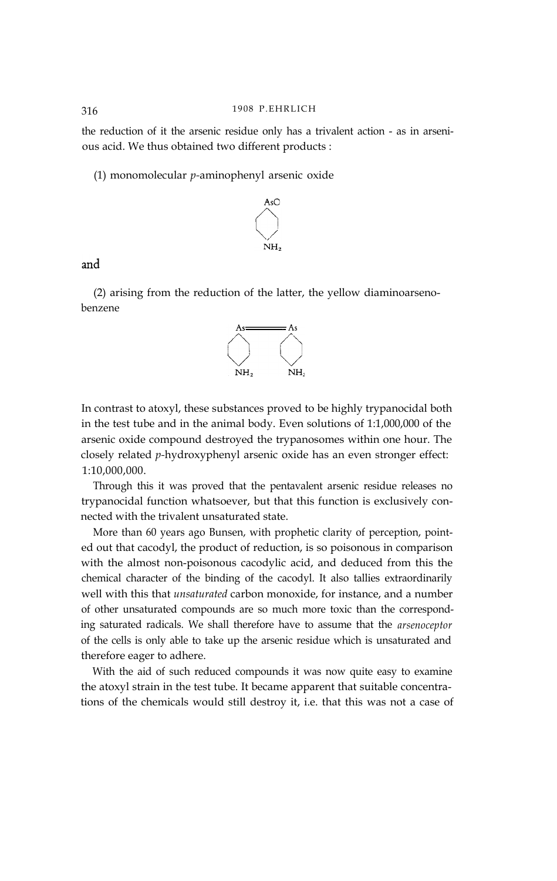the reduction of it the arsenic residue only has a trivalent action - as in arsenious acid. We thus obtained two different products :

(1) monomolecular *p*-aminophenyl arsenic oxide

$$\text{AsO}-C_6H_4-NH_2$$

and

(2) arising from the reduction of the latter, the yellow diaminoarsenobenzene

$$H_2N-C_6H_4-As{=}As-C_6H_4-NH_2$$

In contrast to atoxyl, these substances proved to be highly trypanocidal both in the test tube and in the animal body. Even solutions of 1:1,000,000 of the arsenic oxide compound destroyed the trypanosomes within one hour. The closely related *p*-hydroxyphenyl arsenic oxide has an even stronger effect: 1:10,000,000.

Through this it was proved that the pentavalent arsenic residue releases no trypanocidal function whatsoever, but that this function is exclusively connected with the trivalent unsaturated state.

More than 60 years ago Bunsen, with prophetic clarity of perception, pointed out that cacodyl, the product of reduction, is so poisonous in comparison with the almost non-poisonous cacodylic acid, and deduced from this the chemical character of the binding of the cacodyl. It also tallies extraordinarily well with this that *unsaturated* carbon monoxide, for instance, and a number of other unsaturated compounds are so much more toxic than the corresponding saturated radicals. We shall therefore have to assume that the *arsenoceptor* of the cells is only able to take up the arsenic residue which is unsaturated and therefore eager to adhere.

With the aid of such reduced compounds it was now quite easy to examine the atoxyl strain in the test tube. It became apparent that suitable concentrations of the chemicals would still destroy it, i.e. that this was not a case of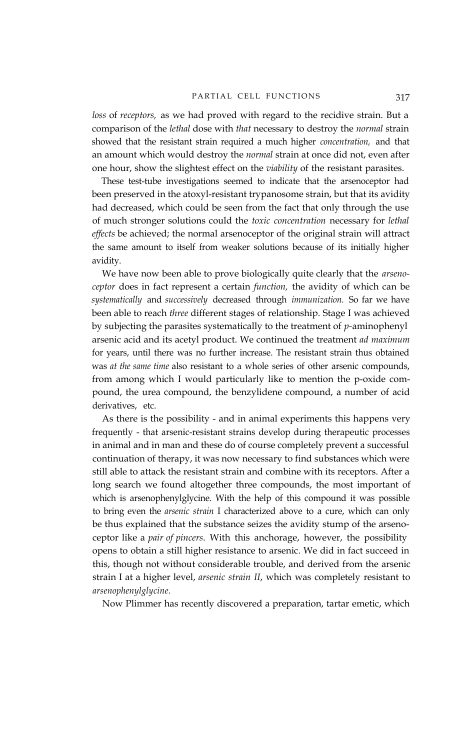*loss* of *receptors,* as we had proved with regard to the recidive strain. But a comparison of the *lethal* dose with *that* necessary to destroy the *normal* strain showed that the resistant strain required a much higher *concentration,* and that an amount which would destroy the *normal* strain at once did not, even after one hour, show the slightest effect on the *viability* of the resistant parasites.

These test-tube investigations seemed to indicate that the arsenoceptor had been preserved in the atoxyl-resistant trypanosome strain, but that its avidity had decreased, which could be seen from the fact that only through the use of much stronger solutions could the *toxic concentration* necessary for *lethal effects* be achieved; the normal arsenoceptor of the original strain will attract the same amount to itself from weaker solutions because of its initially higher avidity.

We have now been able to prove biologically quite clearly that the *arsenoceptor* does in fact represent a certain *function,* the avidity of which can be *systematically* and *successively* decreased through *immunization.* So far we have been able to reach *three* different stages of relationship. Stage I was achieved by subjecting the parasites systematically to the treatment of *p*-aminophenyl arsenic acid and its acetyl product. We continued the treatment *ad maximum* for years, until there was no further increase. The resistant strain thus obtained was *at the same time* also resistant to a whole series of other arsenic compounds, from among which I would particularly like to mention the p-oxide compound, the urea compound, the benzylidene compound, a number of acid derivatives, etc.

As there is the possibility - and in animal experiments this happens very frequently - that arsenic-resistant strains develop during therapeutic processes in animal and in man and these do of course completely prevent a successful continuation of therapy, it was now necessary to find substances which were still able to attack the resistant strain and combine with its receptors. After a long search we found altogether three compounds, the most important of which is arsenophenylglycine. With the help of this compound it was possible to bring even the *arsenic strain* I characterized above to a cure, which can only be thus explained that the substance seizes the avidity stump of the arsenoceptor like a *pair of pincers*. With this anchorage, however, the possibility opens to obtain a still higher resistance to arsenic. We did in fact succeed in this, though not without considerable trouble, and derived from the arsenic strain I at a higher level, *arsenic strain II*, which was completely resistant to *arsenophenylglycine.*

Now Plimmer has recently discovered a preparation, tartar emetic, which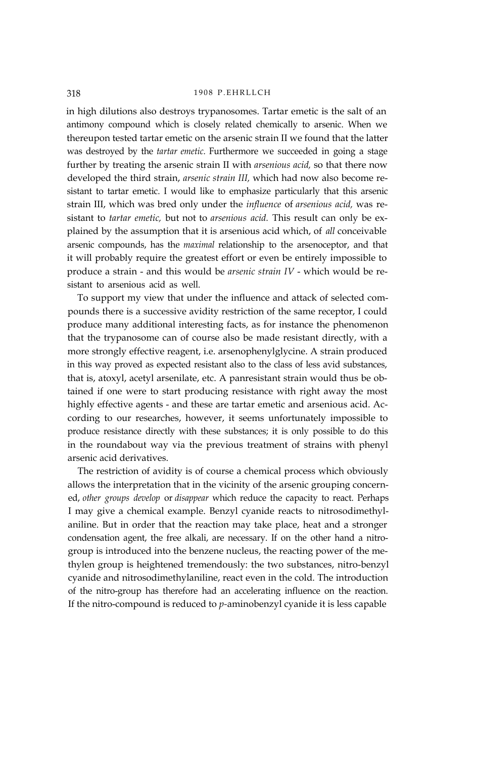in high dilutions also destroys trypanosomes. Tartar emetic is the salt of an antimony compound which is closely related chemically to arsenic. When we thereupon tested tartar emetic on the arsenic strain II we found that the latter was destroyed by the *tartar emetic.* Furthermore we succeeded in going a stage further by treating the arsenic strain II with *arsenious acid,* so that there now developed the third strain, *arsenic strain III,* which had now also become resistant to tartar emetic. I would like to emphasize particularly that this arsenic strain III, which was bred only under the *influence* of *arsenious acid,* was resistant to *tartar emetic,* but not to *arsenious acid.* This result can only be explained by the assumption that it is arsenious acid which, of *all* conceivable arsenic compounds, has the *maximal* relationship to the arsenoceptor, and that it will probably require the greatest effort or even be entirely impossible to produce a strain - and this would be *arsenic strain IV* - which would be resistant to arsenious acid as well.

To support my view that under the influence and attack of selected compounds there is a successive avidity restriction of the same receptor, I could produce many additional interesting facts, as for instance the phenomenon that the trypanosome can of course also be made resistant directly, with a more strongly effective reagent, i.e. arsenophenylglycine. A strain produced in this way proved as expected resistant also to the class of less avid substances, that is, atoxyl, acetyl arsenilate, etc. A panresistant strain would thus be obtained if one were to start producing resistance with right away the most highly effective agents - and these are tartar emetic and arsenious acid. According to our researches, however, it seems unfortunately impossible to produce resistance directly with these substances; it is only possible to do this in the roundabout way via the previous treatment of strains with phenyl arsenic acid derivatives.

The restriction of avidity is of course a chemical process which obviously allows the interpretation that in the vicinity of the arsenic grouping concerned, *other groups develop* or *disappear* which reduce the capacity to react. Perhaps I may give a chemical example. Benzyl cyanide reacts to nitrosodimethylaniline. But in order that the reaction may take place, heat and a stronger condensation agent, the free alkali, are necessary. If on the other hand a nitro-group is introduced into the benzene nucleus, the reacting power of the methylen group is heightened tremendously: the two substances, nitro-benzyl cyanide and nitrosodimethylaniline, react even in the cold. The introduction of the nitro-group has therefore had an accelerating influence on the reaction. If the nitro-compound is reduced to *p*-aminobenzyl cyanide it is less capable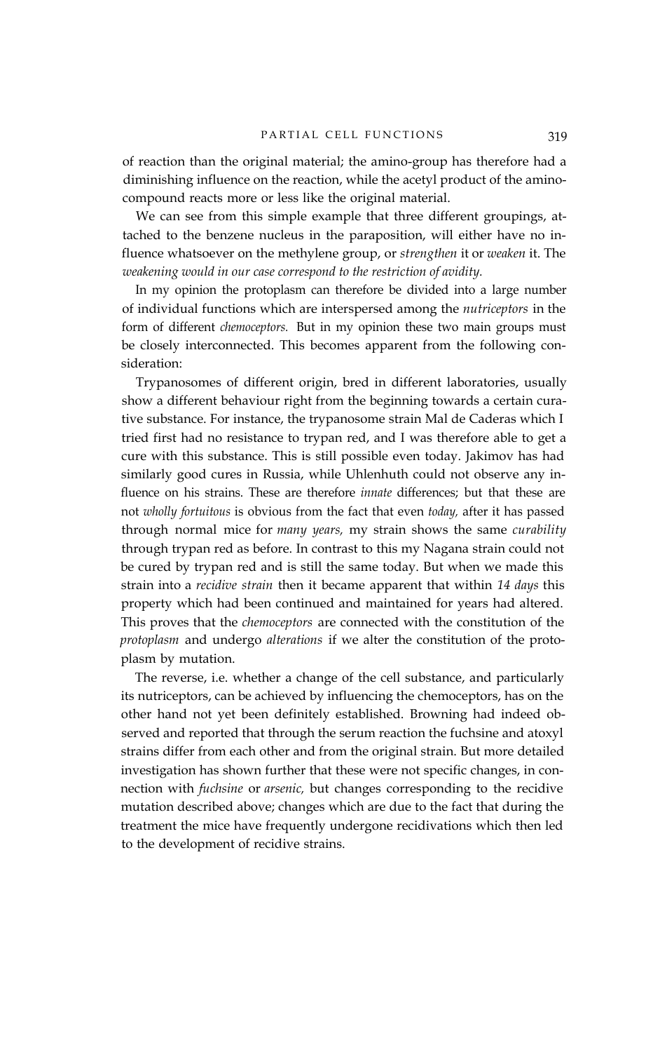of reaction than the original material; the amino-group has therefore had a diminishing influence on the reaction, while the acetyl product of the amino-compound reacts more or less like the original material.

We can see from this simple example that three different groupings, attached to the benzene nucleus in the paraposition, will either have no influence whatsoever on the methylene group, or *strengthen* it or *weaken* it. The *weakening would in our case correspond to the restriction of avidity.*

In my opinion the protoplasm can therefore be divided into a large number of individual functions which are interspersed among the *nutriceptors* in the form of different *chemoceptors.* But in my opinion these two main groups must be closely interconnected. This becomes apparent from the following consideration:

Trypanosomes of different origin, bred in different laboratories, usually show a different behaviour right from the beginning towards a certain curative substance. For instance, the trypanosome strain Mal de Caderas which I tried first had no resistance to trypan red, and I was therefore able to get a cure with this substance. This is still possible even today. Jakimov has had similarly good cures in Russia, while Uhlenhuth could not observe any influence on his strains. These are therefore *innate* differences; but that these are not *wholly fortuitous* is obvious from the fact that even *today,* after it has passed through normal mice for *many years,* my strain shows the same *curability* through trypan red as before. In contrast to this my Nagana strain could not be cured by trypan red and is still the same today. But when we made this strain into a *recidive strain* then it became apparent that within *14 days* this property which had been continued and maintained for years had altered. This proves that the *chemoceptors* are connected with the constitution of the *protoplasm* and undergo *alterations* if we alter the constitution of the protoplasm by mutation.

The reverse, i.e. whether a change of the cell substance, and particularly its nutriceptors, can be achieved by influencing the chemoceptors, has on the other hand not yet been definitely established. Browning had indeed observed and reported that through the serum reaction the fuchsine and atoxyl strains differ from each other and from the original strain. But more detailed investigation has shown further that these were not specific changes, in connection with *fuchsine* or *arsenic,* but changes corresponding to the recidive mutation described above; changes which are due to the fact that during the treatment the mice have frequently undergone recidivations which then led to the development of recidive strains.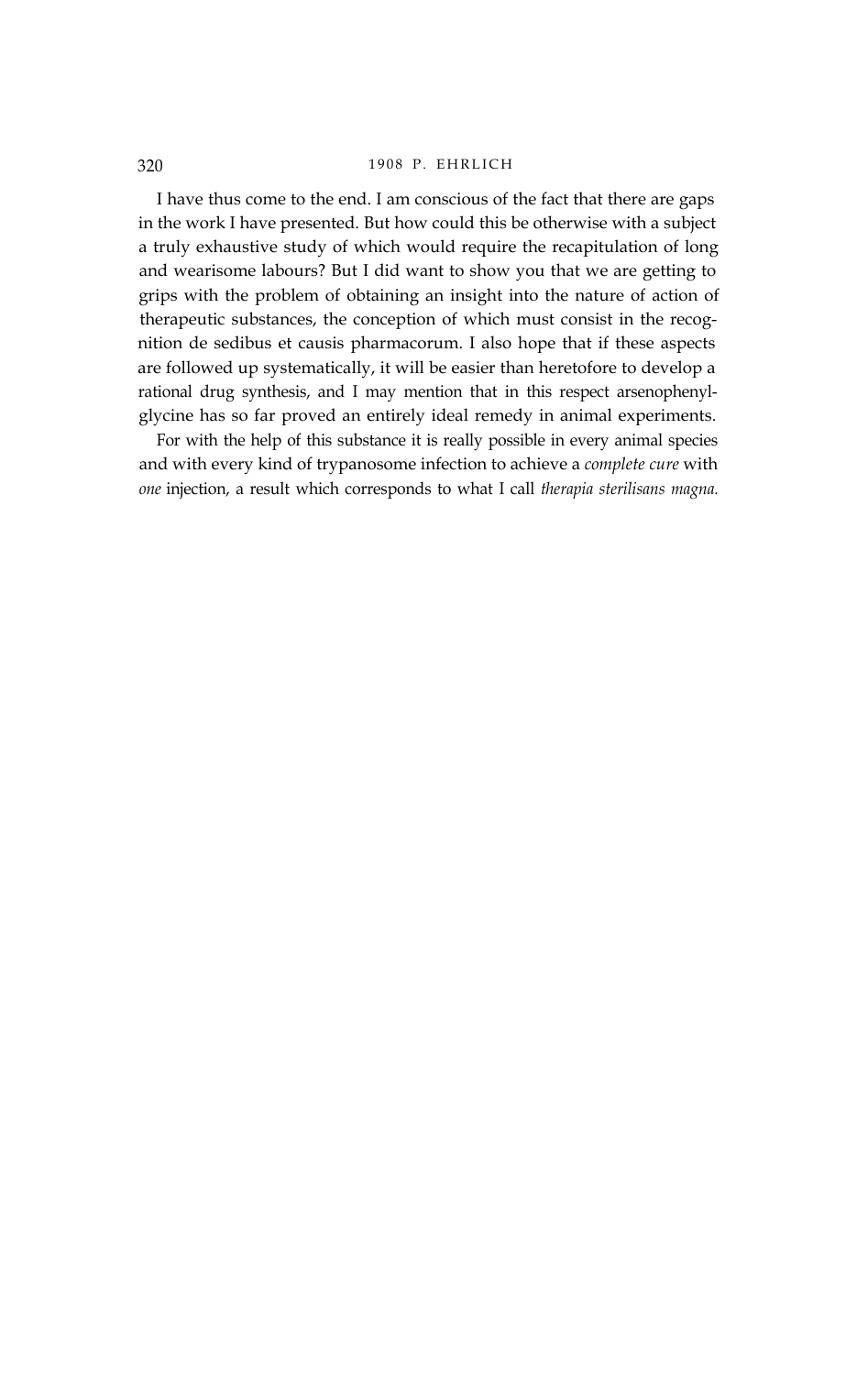I have thus come to the end. I am conscious of the fact that there are gaps in the work I have presented. But how could this be otherwise with a subject a truly exhaustive study of which would require the recapitulation of long and wearisome labours? But I did want to show you that we are getting to grips with the problem of obtaining an insight into the nature of action of therapeutic substances, the conception of which must consist in the recognition de sedibus et causis pharmacorum. I also hope that if these aspects are followed up systematically, it will be easier than heretofore to develop a rational drug synthesis, and I may mention that in this respect arsenophenylglycine has so far proved an entirely ideal remedy in animal experiments.

For with the help of this substance it is really possible in every animal species and with every kind of trypanosome infection to achieve a *complete cure* with *one* injection, a result which corresponds to what I call *therapia sterilisans magna.*